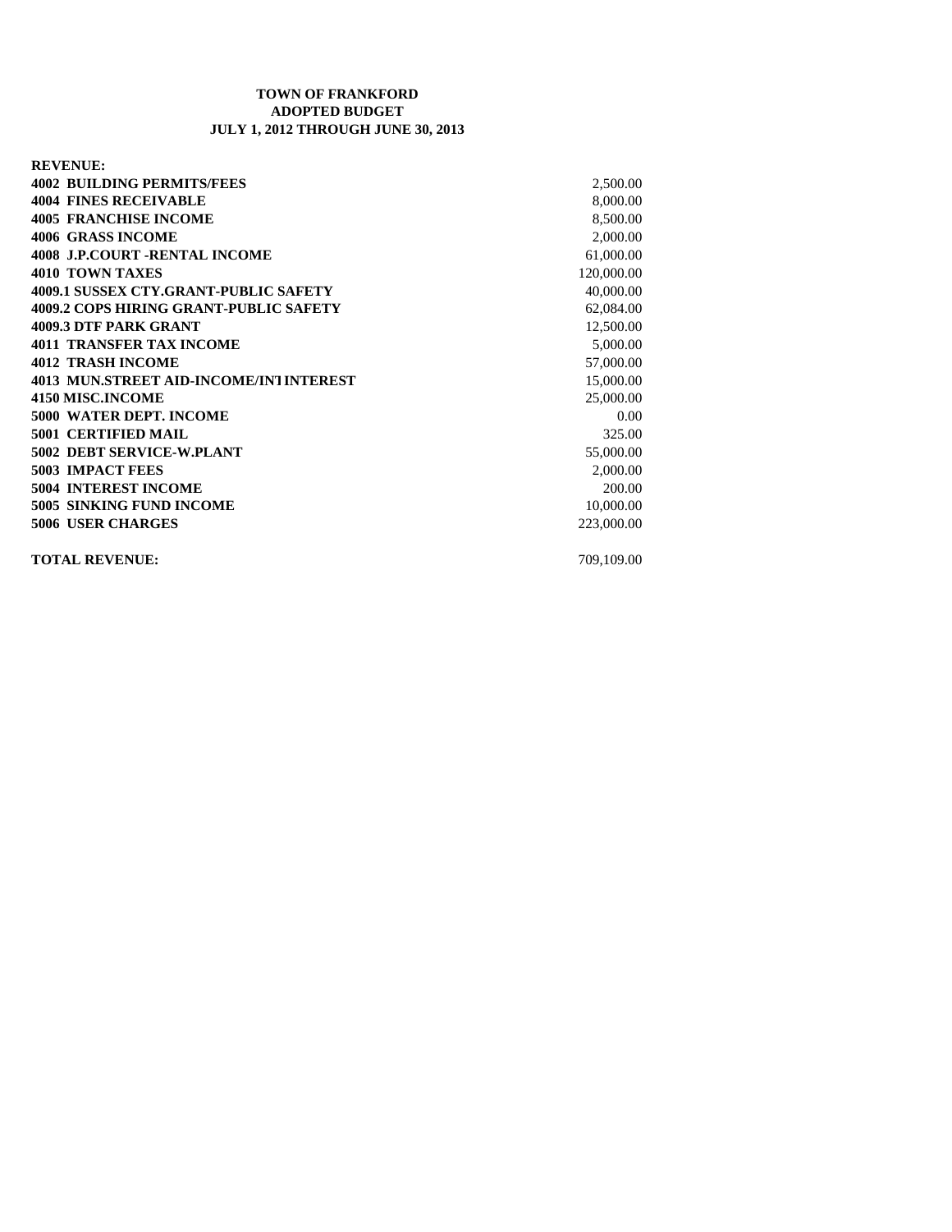# TOWN OF FRANKFORD
## ADOPTED BUDGET
## JULY 1, 2012 THROUGH JUNE 30, 2013

| REVENUE: | |
|---|---:|
| **4002 BUILDING PERMITS/FEES** | 2,500.00 |
| **4004 FINES RECEIVABLE** | 8,000.00 |
| **4005 FRANCHISE INCOME** | 8,500.00 |
| **4006 GRASS INCOME** | 2,000.00 |
| **4008 J.P.COURT -RENTAL INCOME** | 61,000.00 |
| **4010 TOWN TAXES** | 120,000.00 |
| **4009.1 SUSSEX CTY.GRANT-PUBLIC SAFETY** | 40,000.00 |
| **4009.2 COPS HIRING GRANT-PUBLIC SAFETY** | 62,084.00 |
| **4009.3 DTF PARK GRANT** | 12,500.00 |
| **4011 TRANSFER TAX INCOME** | 5,000.00 |
| **4012 TRASH INCOME** | 57,000.00 |
| **4013 MUN.STREET AID-INCOME/INT INTEREST** | 15,000.00 |
| **4150 MISC.INCOME** | 25,000.00 |
| **5000 WATER DEPT. INCOME** | 0.00 |
| **5001 CERTIFIED MAIL** | 325.00 |
| **5002 DEBT SERVICE-W.PLANT** | 55,000.00 |
| **5003 IMPACT FEES** | 2,000.00 |
| **5004 INTEREST INCOME** | 200.00 |
| **5005 SINKING FUND INCOME** | 10,000.00 |
| **5006 USER CHARGES** | 223,000.00 |
| | |
| **TOTAL REVENUE:** | 709,109.00 |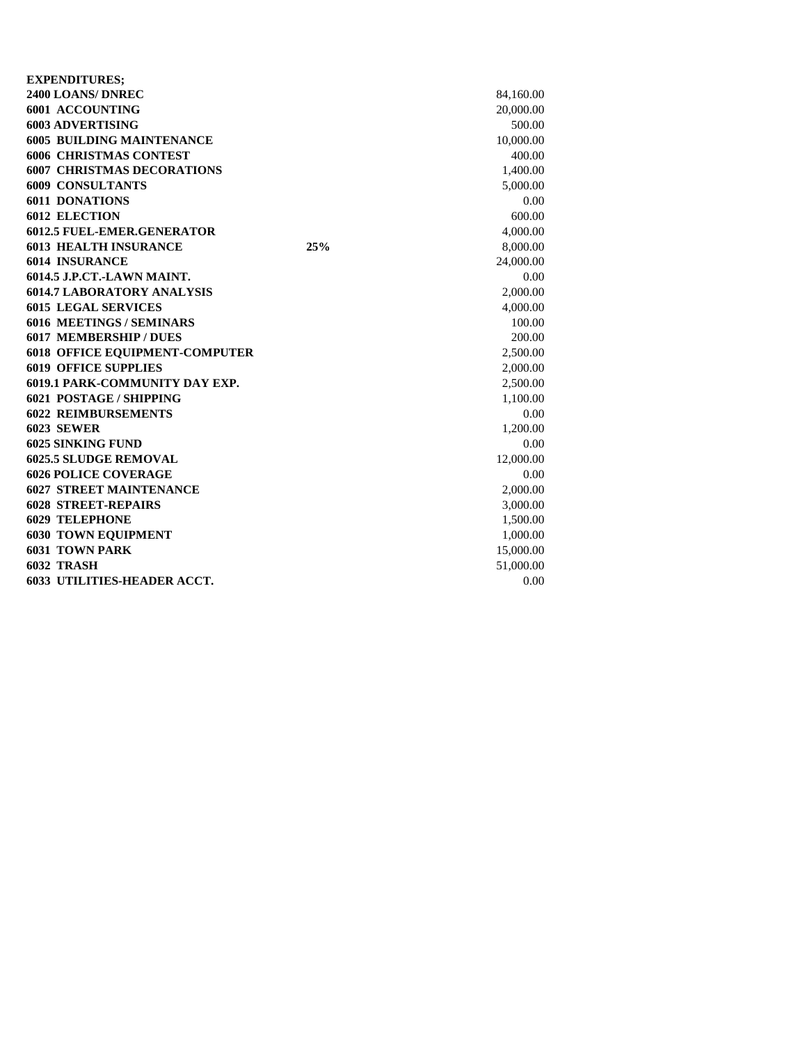**EXPENDITURES;**

| | | |
|---|---|---|
| **2400 LOANS/ DNREC** | | 84,160.00 |
| **6001 ACCOUNTING** | | 20,000.00 |
| **6003 ADVERTISING** | | 500.00 |
| **6005 BUILDING MAINTENANCE** | | 10,000.00 |
| **6006 CHRISTMAS CONTEST** | | 400.00 |
| **6007 CHRISTMAS DECORATIONS** | | 1,400.00 |
| **6009 CONSULTANTS** | | 5,000.00 |
| **6011 DONATIONS** | | 0.00 |
| **6012 ELECTION** | | 600.00 |
| **6012.5 FUEL-EMER.GENERATOR** | | 4,000.00 |
| **6013 HEALTH INSURANCE** | **25%** | 8,000.00 |
| **6014 INSURANCE** | | 24,000.00 |
| **6014.5 J.P.CT.-LAWN MAINT.** | | 0.00 |
| **6014.7 LABORATORY ANALYSIS** | | 2,000.00 |
| **6015 LEGAL SERVICES** | | 4,000.00 |
| **6016 MEETINGS / SEMINARS** | | 100.00 |
| **6017 MEMBERSHIP / DUES** | | 200.00 |
| **6018 OFFICE EQUIPMENT-COMPUTER** | | 2,500.00 |
| **6019 OFFICE SUPPLIES** | | 2,000.00 |
| **6019.1 PARK-COMMUNITY DAY EXP.** | | 2,500.00 |
| **6021 POSTAGE / SHIPPING** | | 1,100.00 |
| **6022 REIMBURSEMENTS** | | 0.00 |
| **6023 SEWER** | | 1,200.00 |
| **6025 SINKING FUND** | | 0.00 |
| **6025.5 SLUDGE REMOVAL** | | 12,000.00 |
| **6026 POLICE COVERAGE** | | 0.00 |
| **6027 STREET MAINTENANCE** | | 2,000.00 |
| **6028 STREET-REPAIRS** | | 3,000.00 |
| **6029 TELEPHONE** | | 1,500.00 |
| **6030 TOWN EQUIPMENT** | | 1,000.00 |
| **6031 TOWN PARK** | | 15,000.00 |
| **6032 TRASH** | | 51,000.00 |
| **6033 UTILITIES-HEADER ACCT.** | | 0.00 |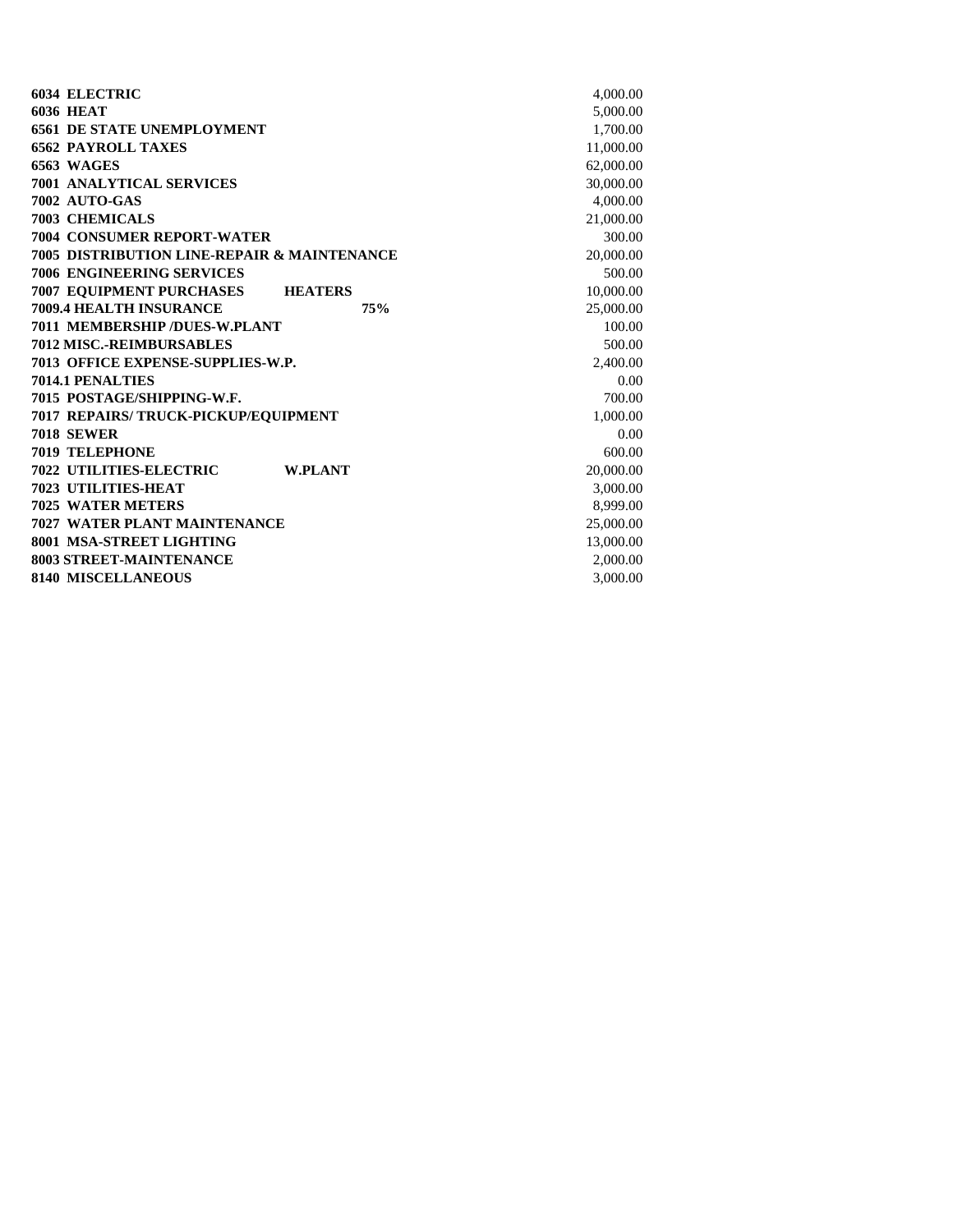| | | | |
|---|---|---|---|
| **6034 ELECTRIC** | | | 4,000.00 |
| **6036 HEAT** | | | 5,000.00 |
| **6561 DE STATE UNEMPLOYMENT** | | | 1,700.00 |
| **6562 PAYROLL TAXES** | | | 11,000.00 |
| **6563 WAGES** | | | 62,000.00 |
| **7001 ANALYTICAL SERVICES** | | | 30,000.00 |
| **7002 AUTO-GAS** | | | 4,000.00 |
| **7003 CHEMICALS** | | | 21,000.00 |
| **7004 CONSUMER REPORT-WATER** | | | 300.00 |
| **7005 DISTRIBUTION LINE-REPAIR & MAINTENANCE** | | | 20,000.00 |
| **7006 ENGINEERING SERVICES** | | | 500.00 |
| **7007 EQUIPMENT PURCHASES** | **HEATERS** | | 10,000.00 |
| **7009.4 HEALTH INSURANCE** | | **75%** | 25,000.00 |
| **7011 MEMBERSHIP /DUES-W.PLANT** | | | 100.00 |
| **7012 MISC.-REIMBURSABLES** | | | 500.00 |
| **7013 OFFICE EXPENSE-SUPPLIES-W.P.** | | | 2,400.00 |
| **7014.1 PENALTIES** | | | 0.00 |
| **7015 POSTAGE/SHIPPING-W.F.** | | | 700.00 |
| **7017 REPAIRS/ TRUCK-PICKUP/EQUIPMENT** | | | 1,000.00 |
| **7018 SEWER** | | | 0.00 |
| **7019 TELEPHONE** | | | 600.00 |
| **7022 UTILITIES-ELECTRIC** | **W.PLANT** | | 20,000.00 |
| **7023 UTILITIES-HEAT** | | | 3,000.00 |
| **7025 WATER METERS** | | | 8,999.00 |
| **7027 WATER PLANT MAINTENANCE** | | | 25,000.00 |
| **8001 MSA-STREET LIGHTING** | | | 13,000.00 |
| **8003 STREET-MAINTENANCE** | | | 2,000.00 |
| **8140 MISCELLANEOUS** | | | 3,000.00 |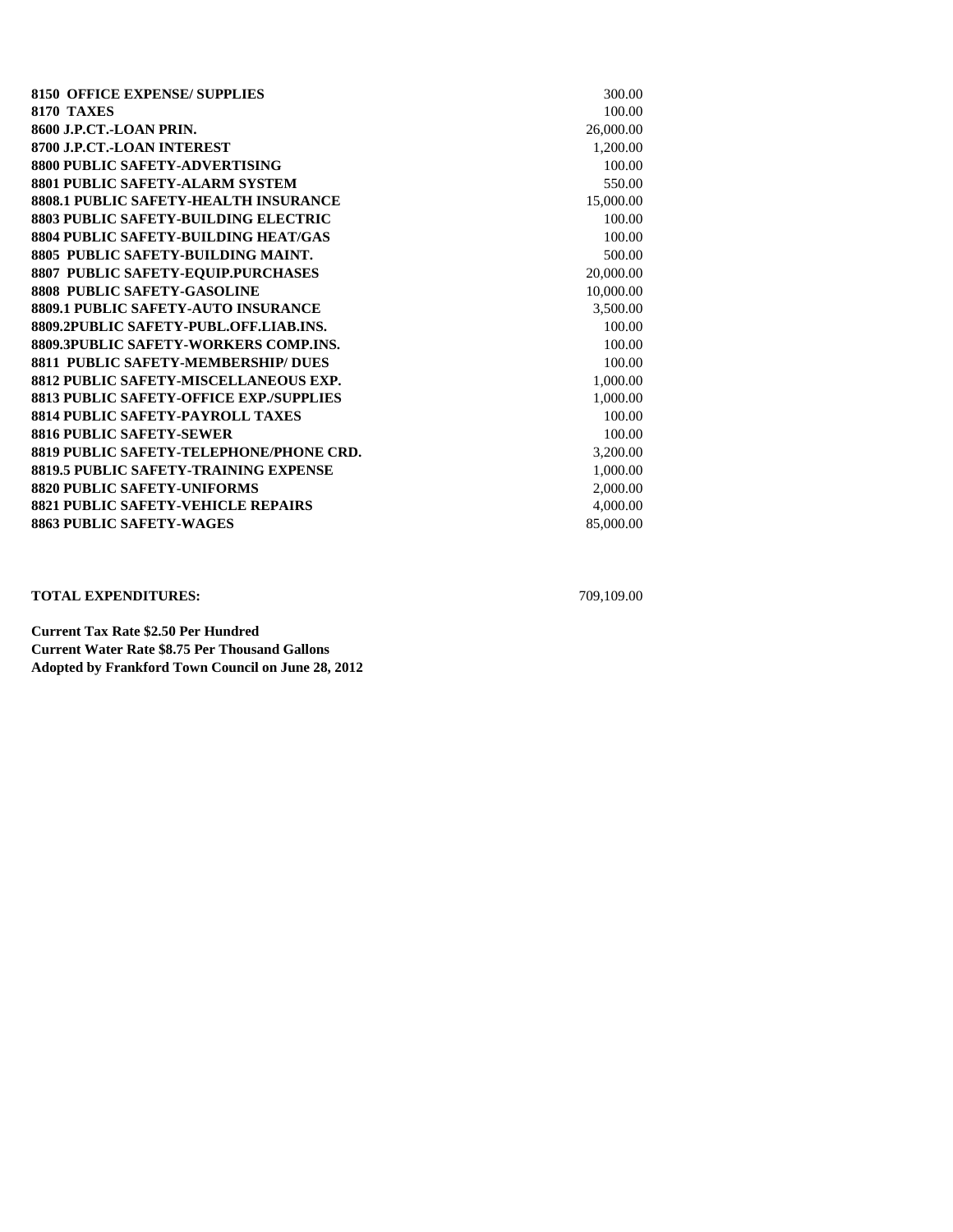| | |
|---|---|
| **8150 OFFICE EXPENSE/ SUPPLIES** | 300.00 |
| **8170 TAXES** | 100.00 |
| **8600 J.P.CT.-LOAN PRIN.** | 26,000.00 |
| **8700 J.P.CT.-LOAN INTEREST** | 1,200.00 |
| **8800 PUBLIC SAFETY-ADVERTISING** | 100.00 |
| **8801 PUBLIC SAFETY-ALARM SYSTEM** | 550.00 |
| **8808.1 PUBLIC SAFETY-HEALTH INSURANCE** | 15,000.00 |
| **8803 PUBLIC SAFETY-BUILDING ELECTRIC** | 100.00 |
| **8804 PUBLIC SAFETY-BUILDING HEAT/GAS** | 100.00 |
| **8805 PUBLIC SAFETY-BUILDING MAINT.** | 500.00 |
| **8807 PUBLIC SAFETY-EQUIP.PURCHASES** | 20,000.00 |
| **8808 PUBLIC SAFETY-GASOLINE** | 10,000.00 |
| **8809.1 PUBLIC SAFETY-AUTO INSURANCE** | 3,500.00 |
| **8809.2PUBLIC SAFETY-PUBL.OFF.LIAB.INS.** | 100.00 |
| **8809.3PUBLIC SAFETY-WORKERS COMP.INS.** | 100.00 |
| **8811 PUBLIC SAFETY-MEMBERSHIP/ DUES** | 100.00 |
| **8812 PUBLIC SAFETY-MISCELLANEOUS EXP.** | 1,000.00 |
| **8813 PUBLIC SAFETY-OFFICE EXP./SUPPLIES** | 1,000.00 |
| **8814 PUBLIC SAFETY-PAYROLL TAXES** | 100.00 |
| **8816 PUBLIC SAFETY-SEWER** | 100.00 |
| **8819 PUBLIC SAFETY-TELEPHONE/PHONE CRD.** | 3,200.00 |
| **8819.5 PUBLIC SAFETY-TRAINING EXPENSE** | 1,000.00 |
| **8820 PUBLIC SAFETY-UNIFORMS** | 2,000.00 |
| **8821 PUBLIC SAFETY-VEHICLE REPAIRS** | 4,000.00 |
| **8863 PUBLIC SAFETY-WAGES** | 85,000.00 |
| | |
| **TOTAL EXPENDITURES:** | 709,109.00 |

**Current Tax Rate $2.50 Per Hundred**
**Current Water Rate $8.75 Per Thousand Gallons**
**Adopted by Frankford Town Council on June 28, 2012**